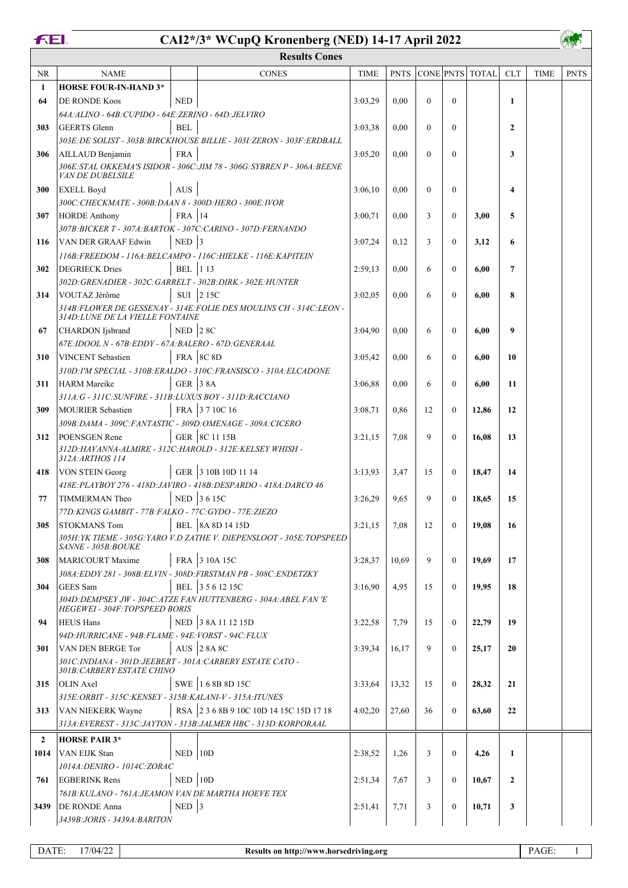# CAI2*/3* WCupQ Kronenberg (NED) 14-17 April 2022

## Results Cones

| NR | NAME | | CONES | TIME | PNTS | CONE | PNTS | TOTAL | CLT | TIME | PNTS |
|---|---|---|---|---|---|---|---|---|---|---|---|
| **1** | **HORSE FOUR-IN-HAND 3*** | | | | | | | | | | |
| **64** | DE RONDE Koos | NED | | 3:03,29 | 0,00 | 0 | 0 | | **1** | | |
| | *64A:ALINO - 64B:CUPIDO - 64E:ZERINO - 64D:JELVIRO* | | | | | | | | | | |
| **303** | GEERTS Glenn | BEL | | 3:03,38 | 0,00 | 0 | 0 | | **2** | | |
| | *303E:DE SOLIST - 303B:BIRCKHOUSE BILLIE - 303I:ZERON - 303F:ERDBALL* | | | | | | | | | | |
| **306** | AILLAUD Benjamin | FRA | | 3:05,20 | 0,00 | 0 | 0 | | **3** | | |
| | *306E:STAL OKKEMA'S ISIDOR - 306C:JIM 78 - 306G:SYBREN P - 306A:BEENE VAN DE DUBELSILE* | | | | | | | | | | |
| **300** | EXELL Boyd | AUS | | 3:06,10 | 0,00 | 0 | 0 | | **4** | | |
| | *300C:CHECKMATE - 300B:DAAN 8 - 300D:HERO - 300E:IVOR* | | | | | | | | | | |
| **307** | HORDE Anthony | FRA | 14 | 3:00,71 | 0,00 | 3 | 0 | **3,00** | **5** | | |
| | *307B:BICKER T - 307A:BARTOK - 307C:CARINO - 307D:FERNANDO* | | | | | | | | | | |
| **116** | VAN DER GRAAF Edwin | NED | 3 | 3:07,24 | 0,12 | 3 | 0 | **3,12** | **6** | | |
| | *116B:FREEDOM - 116A:BELCAMPO - 116C:HIELKE - 116E:KAPITEIN* | | | | | | | | | | |
| **302** | DEGRIECK Dries | BEL | 1 13 | 2:59,13 | 0,00 | 6 | 0 | **6,00** | **7** | | |
| | *302D:GRENADIER - 302C:GARRELT - 302B:DIRK - 302E:HUNTER* | | | | | | | | | | |
| **314** | VOUTAZ Jérôme | SUI | 2 15C | 3:02,05 | 0,00 | 6 | 0 | **6,00** | **8** | | |
| | *314B:FLOWER DE GESSENAY - 314E:FOLIE DES MOULINS CH - 314C:LEON - 314D:LUNE DE LA VIELLE FONTAINE* | | | | | | | | | | |
| **67** | CHARDON Ijsbrand | NED | 2 8C | 3:04,90 | 0,00 | 6 | 0 | **6,00** | **9** | | |
| | *67E:IDOOL N - 67B:EDDY - 67A:BALERO - 67D:GENERAAL* | | | | | | | | | | |
| **310** | VINCENT Sebastien | FRA | 8C 8D | 3:05,42 | 0,00 | 6 | 0 | **6,00** | **10** | | |
| | *310D:I'M SPECIAL - 310B:ERALDO - 310C:FRANSISCO - 310A:ELCADONE* | | | | | | | | | | |
| **311** | HARM Mareike | GER | 3 8A | 3:06,88 | 0,00 | 6 | 0 | **6,00** | **11** | | |
| | *311A:G - 311C:SUNFIRE - 311B:LUXUS BOY - 311D:RACCIANO* | | | | | | | | | | |
| **309** | MOURIER Sebastien | FRA | 3 7 10C 16 | 3:08,71 | 0,86 | 12 | 0 | **12,86** | **12** | | |
| | *309B:DAMA - 309C:FANTASTIC - 309D:OMENAGE - 309A:CICERO* | | | | | | | | | | |
| **312** | POENSGEN Rene | GER | 8C 11 15B | 3:21,15 | 7,08 | 9 | 0 | **16,08** | **13** | | |
| | *312D:HAVANNA-ALMIRE - 312C:HAROLD - 312E:KELSEY WHISH - 312A:ARTHOS 114* | | | | | | | | | | |
| **418** | VON STEIN Georg | GER | 3 10B 10D 11 14 | 3:13,93 | 3,47 | 15 | 0 | **18,47** | **14** | | |
| | *418E:PLAYBOY 276 - 418D:JAVIRO - 418B:DESPARDO - 418A:DARCO 46* | | | | | | | | | | |
| **77** | TIMMERMAN Theo | NED | 3 6 15C | 3:26,29 | 9,65 | 9 | 0 | **18,65** | **15** | | |
| | *77D:KINGS GAMBIT - 77B:FALKO - 77C:GYDO - 77E:ZIEZO* | | | | | | | | | | |
| **305** | STOKMANS Tom | BEL | 8A 8D 14 15D | 3:21,15 | 7,08 | 12 | 0 | **19,08** | **16** | | |
| | *305H:YK TIEME - 305G:YARO V.D ZATHE V. DIEPENSLOOT - 305E:TOPSPEED SANNE - 305B:BOUKE* | | | | | | | | | | |
| **308** | MARICOURT Maxime | FRA | 3 10A 15C | 3:28,37 | 10,69 | 9 | 0 | **19,69** | **17** | | |
| | *308A:EDDY 281 - 308B:ELVIN - 308D:FIRSTMAN PB - 308C:ENDETZKY* | | | | | | | | | | |
| **304** | GEES Sam | BEL | 3 5 6 12 15C | 3:16,90 | 4,95 | 15 | 0 | **19,95** | **18** | | |
| | *304D:DEMPSEY JW - 304C:ATZE FAN HUTTENBERG - 304A:ABEL FAN 'E HEGEWEI - 304F:TOPSPEED BORIS* | | | | | | | | | | |
| **94** | HEUS Hans | NED | 3 8A 11 12 15D | 3:22,58 | 7,79 | 15 | 0 | **22,79** | **19** | | |
| | *94D:HURRICANE - 94B:FLAME - 94E:VORST - 94C:FLUX* | | | | | | | | | | |
| **301** | VAN DEN BERGE Tor | AUS | 2 8A 8C | 3:39,34 | 16,17 | 9 | 0 | **25,17** | **20** | | |
| | *301C:INDIANA - 301D:JEEBERT - 301A:CARBERY ESTATE CATO - 301B:CARBERY ESTATE CHINO* | | | | | | | | | | |
| **315** | OLIN Axel | SWE | 1 6 8B 8D 15C | 3:33,64 | 13,32 | 15 | 0 | **28,32** | **21** | | |
| | *315E:ORBIT - 315C:KENSEY - 315B:KALANI-V - 315A:ITUNES* | | | | | | | | | | |
| **313** | VAN NIEKERK Wayne | RSA | 2 3 6 8B 9 10C 10D 14 15C 15D 17 18 | 4:02,20 | 27,60 | 36 | 0 | **63,60** | **22** | | |
| | *313A:EVEREST - 313C:JAYTON - 313B:JALMER HBC - 313D:KORPORAAL* | | | | | | | | | | |
| **2** | **HORSE PAIR 3*** | | | | | | | | | | |
| **1014** | VAN EIJK Stan | NED | 10D | 2:38,52 | 1,26 | 3 | 0 | **4,26** | **1** | | |
| | *1014A:DENIRO - 1014C:ZORAC* | | | | | | | | | | |
| **761** | EGBERINK Rens | NED | 10D | 2:51,34 | 7,67 | 3 | 0 | **10,67** | **2** | | |
| | *761B:KULANO - 761A:JEAMON VAN DE MARTHA HOEVE TEX* | | | | | | | | | | |
| **3439** | DE RONDE Anna | NED | 3 | 2:51,41 | 7,71 | 3 | 0 | **10,71** | **3** | | |
| | *3439B:JORIS - 3439A:BARITON* | | | | | | | | | | |

DATE: 17/04/22 — Results on http://www.horsedriving.org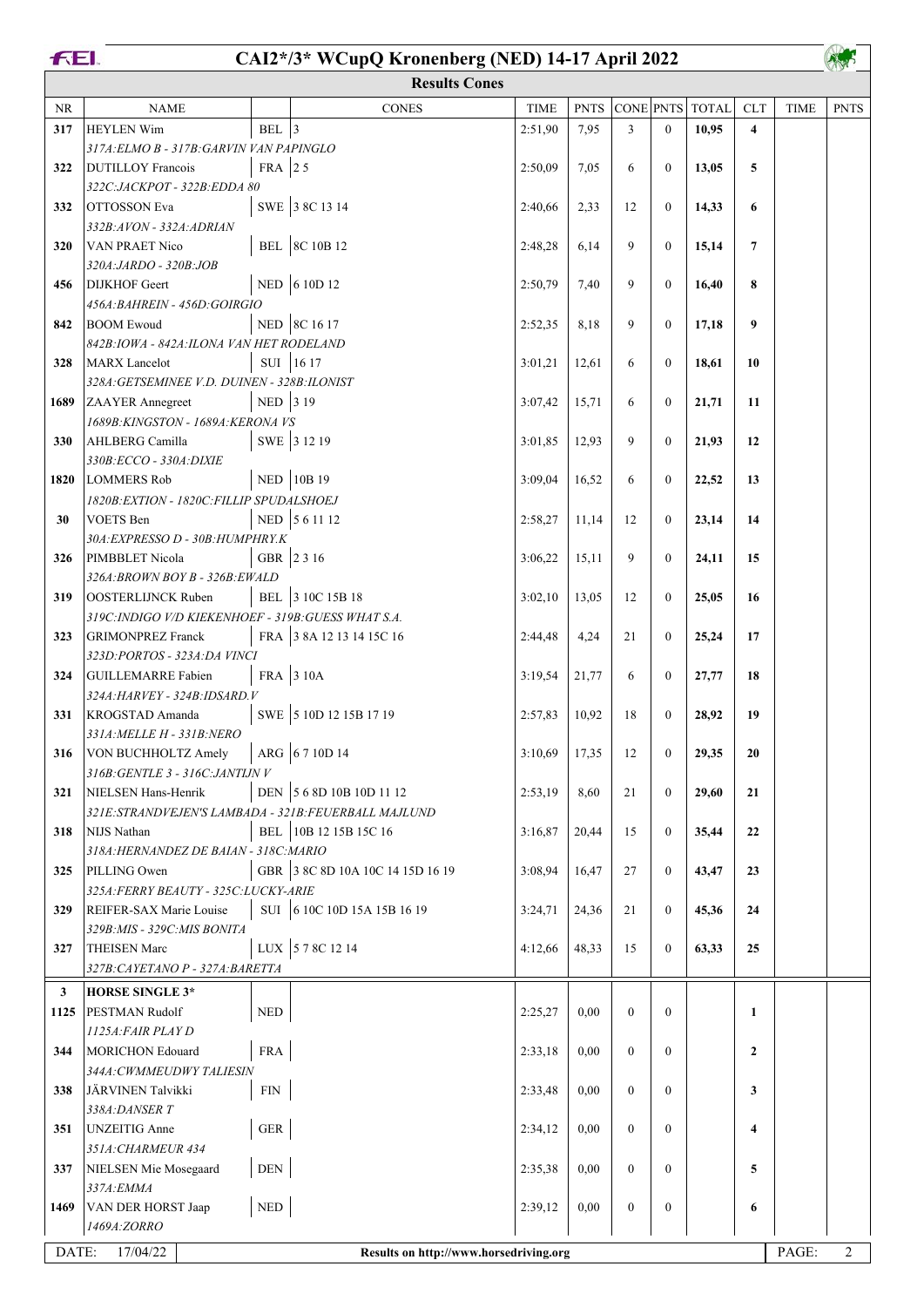# CAI2*/3* WCupQ Kronenberg (NED) 14-17 April 2022

## Results Cones

| NR | NAME | | CONES | TIME | PNTS | CONE | PNTS | TOTAL | CLT | TIME | PNTS |
|---|---|---|---|---|---|---|---|---|---|---|---|
| 317 | HEYLEN Wim | BEL | 3 | 2:51,90 | 7,95 | 3 | 0 | **10,95** | **4** | | |
| | 317A:ELMO B - 317B:GARVIN VAN PAPINGLO | | | | | | | | | | |
| 322 | DUTILLOY Francois | FRA | 2 5 | 2:50,09 | 7,05 | 6 | 0 | **13,05** | **5** | | |
| | 322C:JACKPOT - 322B:EDDA 80 | | | | | | | | | | |
| 332 | OTTOSSON Eva | SWE | 3 8C 13 14 | 2:40,66 | 2,33 | 12 | 0 | **14,33** | **6** | | |
| | 332B:AVON - 332A:ADRIAN | | | | | | | | | | |
| 320 | VAN PRAET Nico | BEL | 8C 10B 12 | 2:48,28 | 6,14 | 9 | 0 | **15,14** | **7** | | |
| | 320A:JARDO - 320B:JOB | | | | | | | | | | |
| 456 | DIJKHOF Geert | NED | 6 10D 12 | 2:50,79 | 7,40 | 9 | 0 | **16,40** | **8** | | |
| | 456A:BAHREIN - 456D:GOIRGIO | | | | | | | | | | |
| 842 | BOOM Ewoud | NED | 8C 16 17 | 2:52,35 | 8,18 | 9 | 0 | **17,18** | **9** | | |
| | 842B:IOWA - 842A:ILONA VAN HET RODELAND | | | | | | | | | | |
| 328 | MARX Lancelot | SUI | 16 17 | 3:01,21 | 12,61 | 6 | 0 | **18,61** | **10** | | |
| | 328A:GETSEMINEE V.D. DUINEN - 328B:ILONIST | | | | | | | | | | |
| 1689 | ZAAYER Annegreet | NED | 3 19 | 3:07,42 | 15,71 | 6 | 0 | **21,71** | **11** | | |
| | 1689B:KINGSTON - 1689A:KERONA VS | | | | | | | | | | |
| 330 | AHLBERG Camilla | SWE | 3 12 19 | 3:01,85 | 12,93 | 9 | 0 | **21,93** | **12** | | |
| | 330B:ECCO - 330A:DIXIE | | | | | | | | | | |
| 1820 | LOMMERS Rob | NED | 10B 19 | 3:09,04 | 16,52 | 6 | 0 | **22,52** | **13** | | |
| | 1820B:EXTION - 1820C:FILLIP SPUDALSHOEJ | | | | | | | | | | |
| 30 | VOETS Ben | NED | 5 6 11 12 | 2:58,27 | 11,14 | 12 | 0 | **23,14** | **14** | | |
| | 30A:EXPRESSO D - 30B:HUMPHRY.K | | | | | | | | | | |
| 326 | PIMBBLET Nicola | GBR | 2 3 16 | 3:06,22 | 15,11 | 9 | 0 | **24,11** | **15** | | |
| | 326A:BROWN BOY B - 326B:EWALD | | | | | | | | | | |
| 319 | OOSTERLIJNCK Ruben | BEL | 3 10C 15B 18 | 3:02,10 | 13,05 | 12 | 0 | **25,05** | **16** | | |
| | 319C:INDIGO V/D KIEKENHOEF - 319B:GUESS WHAT S.A. | | | | | | | | | | |
| 323 | GRIMONPREZ Franck | FRA | 3 8A 12 13 14 15C 16 | 2:44,48 | 4,24 | 21 | 0 | **25,24** | **17** | | |
| | 323D:PORTOS - 323A:DA VINCI | | | | | | | | | | |
| 324 | GUILLEMARRE Fabien | FRA | 3 10A | 3:19,54 | 21,77 | 6 | 0 | **27,77** | **18** | | |
| | 324A:HARVEY - 324B:IDSARD.V | | | | | | | | | | |
| 331 | KROGSTAD Amanda | SWE | 5 10D 12 15B 17 19 | 2:57,83 | 10,92 | 18 | 0 | **28,92** | **19** | | |
| | 331A:MELLE H - 331B:NERO | | | | | | | | | | |
| 316 | VON BUCHHOLTZ Amely | ARG | 6 7 10D 14 | 3:10,69 | 17,35 | 12 | 0 | **29,35** | **20** | | |
| | 316B:GENTLE 3 - 316C:JANTIJN V | | | | | | | | | | |
| 321 | NIELSEN Hans-Henrik | DEN | 5 6 8D 10B 10D 11 12 | 2:53,19 | 8,60 | 21 | 0 | **29,60** | **21** | | |
| | 321E:STRANDVEJEN'S LAMBADA - 321B:FEUERBALL MAJLUND | | | | | | | | | | |
| 318 | NIJS Nathan | BEL | 10B 12 15B 15C 16 | 3:16,87 | 20,44 | 15 | 0 | **35,44** | **22** | | |
| | 318A:HERNANDEZ DE BAIAN - 318C:MARIO | | | | | | | | | | |
| 325 | PILLING Owen | GBR | 3 8C 8D 10A 10C 14 15D 16 19 | 3:08,94 | 16,47 | 27 | 0 | **43,47** | **23** | | |
| | 325A:FERRY BEAUTY - 325C:LUCKY-ARIE | | | | | | | | | | |
| 329 | REIFER-SAX Marie Louise | SUI | 6 10C 10D 15A 15B 16 19 | 3:24,71 | 24,36 | 21 | 0 | **45,36** | **24** | | |
| | 329B:MIS - 329C:MIS BONITA | | | | | | | | | | |
| 327 | THEISEN Marc | LUX | 5 7 8C 12 14 | 4:12,66 | 48,33 | 15 | 0 | **63,33** | **25** | | |
| | 327B:CAYETANO P - 327A:BARETTA | | | | | | | | | | |
| **3** | **HORSE SINGLE 3*** | | | | | | | | | | |
| 1125 | PESTMAN Rudolf | NED | | 2:25,27 | 0,00 | 0 | 0 | | **1** | | |
| | 1125A:FAIR PLAY D | | | | | | | | | | |
| 344 | MORICHON Edouard | FRA | | 2:33,18 | 0,00 | 0 | 0 | | **2** | | |
| | 344A:CWMMEUDWY TALIESIN | | | | | | | | | | |
| 338 | JÄRVINEN Talvikki | FIN | | 2:33,48 | 0,00 | 0 | 0 | | **3** | | |
| | 338A:DANSER T | | | | | | | | | | |
| 351 | UNZEITIG Anne | GER | | 2:34,12 | 0,00 | 0 | 0 | | **4** | | |
| | 351A:CHARMEUR 434 | | | | | | | | | | |
| 337 | NIELSEN Mie Mosegaard | DEN | | 2:35,38 | 0,00 | 0 | 0 | | **5** | | |
| | 337A:EMMA | | | | | | | | | | |
| 1469 | VAN DER HORST Jaap | NED | | 2:39,12 | 0,00 | 0 | 0 | | **6** | | |
| | 1469A:ZORRO | | | | | | | | | | |

DATE: 17/04/22 — Results on http://www.horsedriving.org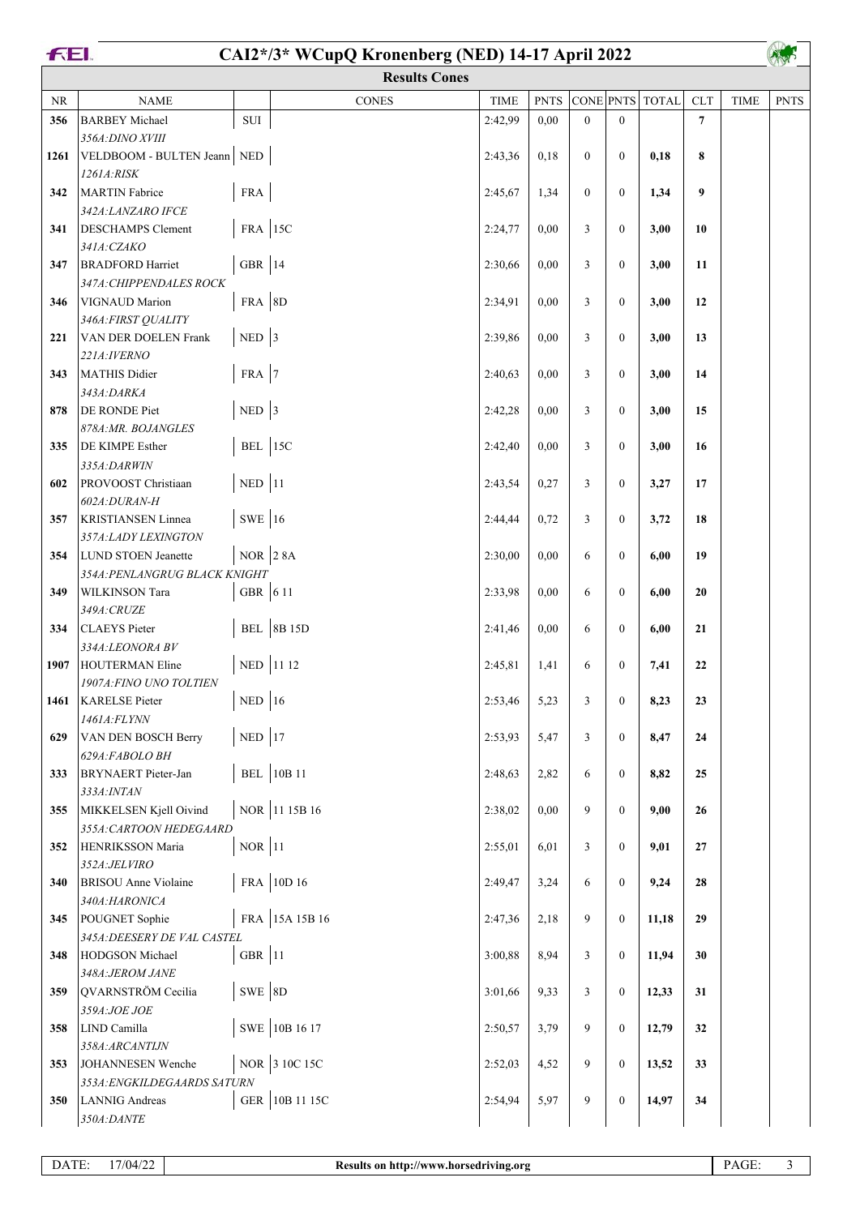# CAI2*/3* WCupQ Kronenberg (NED) 14-17 April 2022

## Results Cones

| NR | NAME | | CONES | TIME | PNTS | CONE | PNTS | TOTAL | CLT | TIME | PNTS |
|---|---|---|---|---|---|---|---|---|---|---|---|
| 356 | BARBEY Michael<br>*356A:DINO XVIII* | SUI | | 2:42,99 | 0,00 | 0 | 0 | | 7 | | |
| 1261 | VELDBOOM - BULTEN Jeann<br>*1261A:RISK* | NED | | 2:43,36 | 0,18 | 0 | 0 | 0,18 | 8 | | |
| 342 | MARTIN Fabrice<br>*342A:LANZARO IFCE* | FRA | | 2:45,67 | 1,34 | 0 | 0 | 1,34 | 9 | | |
| 341 | DESCHAMPS Clement<br>*341A:CZAKO* | FRA | 15C | 2:24,77 | 0,00 | 3 | 0 | 3,00 | 10 | | |
| 347 | BRADFORD Harriet<br>*347A:CHIPPENDALES ROCK* | GBR | 14 | 2:30,66 | 0,00 | 3 | 0 | 3,00 | 11 | | |
| 346 | VIGNAUD Marion<br>*346A:FIRST QUALITY* | FRA | 8D | 2:34,91 | 0,00 | 3 | 0 | 3,00 | 12 | | |
| 221 | VAN DER DOELEN Frank<br>*221A:IVERNO* | NED | 3 | 2:39,86 | 0,00 | 3 | 0 | 3,00 | 13 | | |
| 343 | MATHIS Didier<br>*343A:DARKA* | FRA | 7 | 2:40,63 | 0,00 | 3 | 0 | 3,00 | 14 | | |
| 878 | DE RONDE Piet<br>*878A:MR. BOJANGLES* | NED | 3 | 2:42,28 | 0,00 | 3 | 0 | 3,00 | 15 | | |
| 335 | DE KIMPE Esther<br>*335A:DARWIN* | BEL | 15C | 2:42,40 | 0,00 | 3 | 0 | 3,00 | 16 | | |
| 602 | PROVOOST Christiaan<br>*602A:DURAN-H* | NED | 11 | 2:43,54 | 0,27 | 3 | 0 | 3,27 | 17 | | |
| 357 | KRISTIANSEN Linnea<br>*357A:LADY LEXINGTON* | SWE | 16 | 2:44,44 | 0,72 | 3 | 0 | 3,72 | 18 | | |
| 354 | LUND STOEN Jeanette<br>*354A:PENLANGRUG BLACK KNIGHT* | NOR | 2 8A | 2:30,00 | 0,00 | 6 | 0 | 6,00 | 19 | | |
| 349 | WILKINSON Tara<br>*349A:CRUZE* | GBR | 6 11 | 2:33,98 | 0,00 | 6 | 0 | 6,00 | 20 | | |
| 334 | CLAEYS Pieter<br>*334A:LEONORA BV* | BEL | 8B 15D | 2:41,46 | 0,00 | 6 | 0 | 6,00 | 21 | | |
| 1907 | HOUTERMAN Eline<br>*1907A:FINO UNO TOLTIEN* | NED | 11 12 | 2:45,81 | 1,41 | 6 | 0 | 7,41 | 22 | | |
| 1461 | KARELSE Pieter<br>*1461A:FLYNN* | NED | 16 | 2:53,46 | 5,23 | 3 | 0 | 8,23 | 23 | | |
| 629 | VAN DEN BOSCH Berry<br>*629A:FABOLO BH* | NED | 17 | 2:53,93 | 5,47 | 3 | 0 | 8,47 | 24 | | |
| 333 | BRYNAERT Pieter-Jan<br>*333A:INTAN* | BEL | 10B 11 | 2:48,63 | 2,82 | 6 | 0 | 8,82 | 25 | | |
| 355 | MIKKELSEN Kjell Oivind<br>*355A:CARTOON HEDEGAARD* | NOR | 11 15B 16 | 2:38,02 | 0,00 | 9 | 0 | 9,00 | 26 | | |
| 352 | HENRIKSSON Maria<br>*352A:JELVIRO* | NOR | 11 | 2:55,01 | 6,01 | 3 | 0 | 9,01 | 27 | | |
| 340 | BRISOU Anne Violaine<br>*340A:HARONICA* | FRA | 10D 16 | 2:49,47 | 3,24 | 6 | 0 | 9,24 | 28 | | |
| 345 | POUGNET Sophie<br>*345A:DEESERY DE VAL CASTEL* | FRA | 15A 15B 16 | 2:47,36 | 2,18 | 9 | 0 | 11,18 | 29 | | |
| 348 | HODGSON Michael<br>*348A:JEROM JANE* | GBR | 11 | 3:00,88 | 8,94 | 3 | 0 | 11,94 | 30 | | |
| 359 | QVARNSTRÖM Cecilia<br>*359A:JOE JOE* | SWE | 8D | 3:01,66 | 9,33 | 3 | 0 | 12,33 | 31 | | |
| 358 | LIND Camilla<br>*358A:ARCANTIJN* | SWE | 10B 16 17 | 2:50,57 | 3,79 | 9 | 0 | 12,79 | 32 | | |
| 353 | JOHANNESEN Wenche<br>*353A:ENGKILDEGAARDS SATURN* | NOR | 3 10C 15C | 2:52,03 | 4,52 | 9 | 0 | 13,52 | 33 | | |
| 350 | LANNIG Andreas<br>*350A:DANTE* | GER | 10B 11 15C | 2:54,94 | 5,97 | 9 | 0 | 14,97 | 34 | | |

DATE: 17/04/22 — Results on http://www.horsedriving.org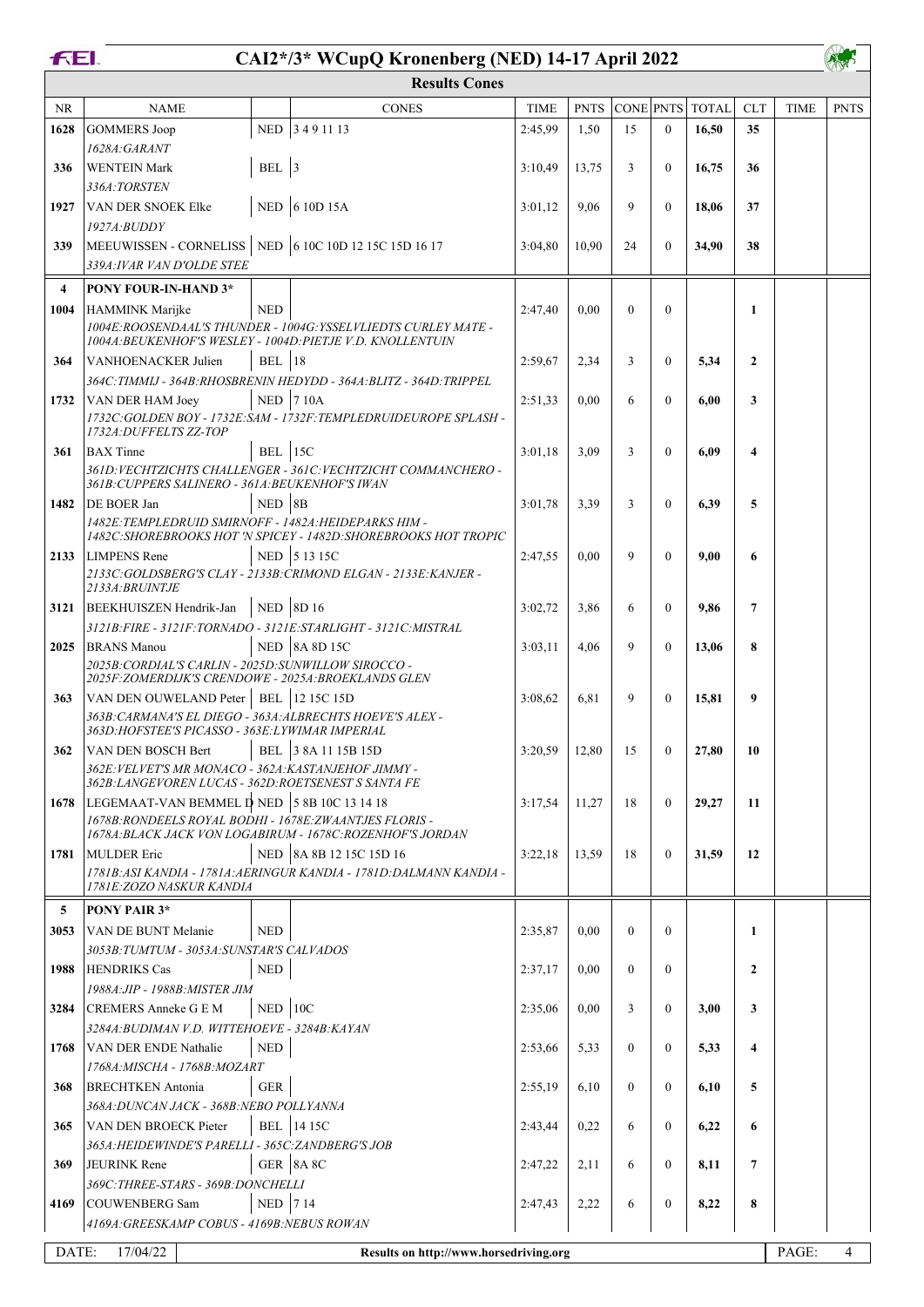# CAI2*/3* WCupQ Kronenberg (NED) 14-17 April 2022

## Results Cones

| NR | NAME | | CONES | TIME | PNTS | CONE | PNTS | TOTAL | CLT | TIME | PNTS |
|---|---|---|---|---|---|---|---|---|---|---|---|
| 1628 | GOMMERS Joop | NED | 3 4 9 11 13 | 2:45,99 | 1,50 | 15 | 0 | 16,50 | 35 | | |
| | *1628A:GARANT* | | | | | | | | | | |
| 336 | WENTEIN Mark | BEL | 3 | 3:10,49 | 13,75 | 3 | 0 | 16,75 | 36 | | |
| | *336A:TORSTEN* | | | | | | | | | | |
| 1927 | VAN DER SNOEK Elke | NED | 6 10D 15A | 3:01,12 | 9,06 | 9 | 0 | 18,06 | 37 | | |
| | *1927A:BUDDY* | | | | | | | | | | |
| 339 | MEEUWISSEN - CORNELISS | NED | 6 10C 10D 12 15C 15D 16 17 | 3:04,80 | 10,90 | 24 | 0 | 34,90 | 38 | | |
| | *339A:IVAR VAN D'OLDE STEE* | | | | | | | | | | |
| **4** | **PONY FOUR-IN-HAND 3*** | | | | | | | | | | |
| 1004 | HAMMINK Marijke | NED | | 2:47,40 | 0,00 | 0 | 0 | | 1 | | |
| | *1004E:ROOSENDAAL'S THUNDER - 1004G:YSSELVLIEDTS CURLEY MATE - 1004A:BEUKENHOF'S WESLEY - 1004D:PIETJE V.D. KNOLLENTUIN* | | | | | | | | | | |
| 364 | VANHOENACKER Julien | BEL | 18 | 2:59,67 | 2,34 | 3 | 0 | 5,34 | 2 | | |
| | *364C:TIMMIJ - 364B:RHOSBRENIN HEDYDD - 364A:BLITZ - 364D:TRIPPEL* | | | | | | | | | | |
| 1732 | VAN DER HAM Joey | NED | 7 10A | 2:51,33 | 0,00 | 6 | 0 | 6,00 | 3 | | |
| | *1732C:GOLDEN BOY - 1732E:SAM - 1732F:TEMPLEDRUIDEUROPE SPLASH - 1732A:DUFFELTS ZZ-TOP* | | | | | | | | | | |
| 361 | BAX Tinne | BEL | 15C | 3:01,18 | 3,09 | 3 | 0 | 6,09 | 4 | | |
| | *361D:VECHTZICHTS CHALLENGER - 361C:VECHTZICHT COMMANCHERO - 361B:CUPPERS SALINERO - 361A:BEUKENHOF'S IWAN* | | | | | | | | | | |
| 1482 | DE BOER Jan | NED | 8B | 3:01,78 | 3,39 | 3 | 0 | 6,39 | 5 | | |
| | *1482E:TEMPLEDRUID SMIRNOFF - 1482A:HEIDEPARKS HIM - 1482C:SHOREBROOKS HOT 'N SPICEY - 1482D:SHOREBROOKS HOT TROPIC* | | | | | | | | | | |
| 2133 | LIMPENS Rene | NED | 5 13 15C | 2:47,55 | 0,00 | 9 | 0 | 9,00 | 6 | | |
| | *2133C:GOLDSBERG'S CLAY - 2133B:CRIMOND ELGAN - 2133E:KANJER - 2133A:BRUINTJE* | | | | | | | | | | |
| 3121 | BEEKHUISZEN Hendrik-Jan | NED | 8D 16 | 3:02,72 | 3,86 | 6 | 0 | 9,86 | 7 | | |
| | *3121B:FIRE - 3121F:TORNADO - 3121E:STARLIGHT - 3121C:MISTRAL* | | | | | | | | | | |
| 2025 | BRANS Manou | NED | 8A 8D 15C | 3:03,11 | 4,06 | 9 | 0 | 13,06 | 8 | | |
| | *2025B:CORDIAL'S CARLIN - 2025D:SUNWILLOW SIROCCO - 2025F:ZOMERDIJK'S CRENDOWE - 2025A:BROEKLANDS GLEN* | | | | | | | | | | |
| 363 | VAN DEN OUWELAND Peter | BEL | 12 15C 15D | 3:08,62 | 6,81 | 9 | 0 | 15,81 | 9 | | |
| | *363B:CARMANA'S EL DIEGO - 363A:ALBRECHTS HOEVE'S ALEX - 363D:HOFSTEE'S PICASSO - 363E:LYWIMAR IMPERIAL* | | | | | | | | | | |
| 362 | VAN DEN BOSCH Bert | BEL | 3 8A 11 15B 15D | 3:20,59 | 12,80 | 15 | 0 | 27,80 | 10 | | |
| | *362E:VELVET'S MR MONACO - 362A:KASTANJEHOF JIMMY - 362B:LANGEVOREN LUCAS - 362D:ROETSENEST S SANTA FE* | | | | | | | | | | |
| 1678 | LEGEMAAT-VAN BEMMEL D | NED | 5 8B 10C 13 14 18 | 3:17,54 | 11,27 | 18 | 0 | 29,27 | 11 | | |
| | *1678B:RONDEELS ROYAL BODHI - 1678E:ZWAANTJES FLORIS - 1678A:BLACK JACK VON LOGABIRUM - 1678C:ROZENHOF'S JORDAN* | | | | | | | | | | |
| 1781 | MULDER Eric | NED | 8A 8B 12 15C 15D 16 | 3:22,18 | 13,59 | 18 | 0 | 31,59 | 12 | | |
| | *1781B:ASI KANDIA - 1781A:AERINGUR KANDIA - 1781D:DALMANN KANDIA - 1781E:ZOZO NASKUR KANDIA* | | | | | | | | | | |
| **5** | **PONY PAIR 3*** | | | | | | | | | | |
| 3053 | VAN DE BUNT Melanie | NED | | 2:35,87 | 0,00 | 0 | 0 | | 1 | | |
| | *3053B:TUMTUM - 3053A:SUNSTAR'S CALVADOS* | | | | | | | | | | |
| 1988 | HENDRIKS Cas | NED | | 2:37,17 | 0,00 | 0 | 0 | | 2 | | |
| | *1988A:JIP - 1988B:MISTER JIM* | | | | | | | | | | |
| 3284 | CREMERS Anneke G E M | NED | 10C | 2:35,06 | 0,00 | 3 | 0 | 3,00 | 3 | | |
| | *3284A:BUDIMAN V.D. WITTEHOEVE - 3284B:KAYAN* | | | | | | | | | | |
| 1768 | VAN DER ENDE Nathalie | NED | | 2:53,66 | 5,33 | 0 | 0 | 5,33 | 4 | | |
| | *1768A:MISCHA - 1768B:MOZART* | | | | | | | | | | |
| 368 | BRECHTKEN Antonia | GER | | 2:55,19 | 6,10 | 0 | 0 | 6,10 | 5 | | |
| | *368A:DUNCAN JACK - 368B:NEBO POLLYANNA* | | | | | | | | | | |
| 365 | VAN DEN BROECK Pieter | BEL | 14 15C | 2:43,44 | 0,22 | 6 | 0 | 6,22 | 6 | | |
| | *365A:HEIDEWINDE'S PARELLI - 365C:ZANDBERG'S JOB* | | | | | | | | | | |
| 369 | JEURINK Rene | GER | 8A 8C | 2:47,22 | 2,11 | 6 | 0 | 8,11 | 7 | | |
| | *369C:THREE-STARS - 369B:DONCHELLI* | | | | | | | | | | |
| 4169 | COUWENBERG Sam | NED | 7 14 | 2:47,43 | 2,22 | 6 | 0 | 8,22 | 8 | | |
| | *4169A:GREESKAMP COBUS - 4169B:NEBUS ROWAN* | | | | | | | | | | |

DATE: 17/04/22 — Results on http://www.horsedriving.org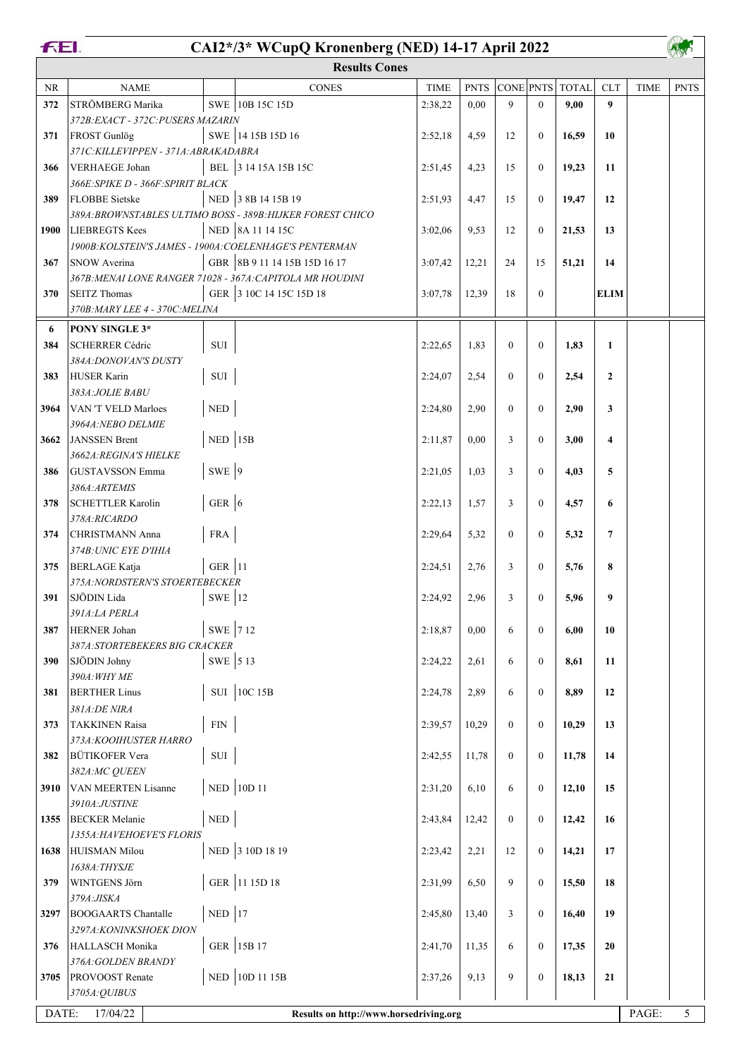# CAI2*/3* WCupQ Kronenberg (NED) 14-17 April 2022

## Results Cones

| NR | NAME | | CONES | TIME | PNTS | CONE | PNTS | TOTAL | CLT | TIME | PNTS |
|---|---|---|---|---|---|---|---|---|---|---|---|
| 372 | STRÖMBERG Marika | SWE | 10B 15C 15D | 2:38,22 | 0,00 | 9 | 0 | **9,00** | **9** | | |
| | *372B:EXACT - 372C:PUSERS MAZARIN* | | | | | | | | | | |
| 371 | FROST Gunlög | SWE | 14 15B 15D 16 | 2:52,18 | 4,59 | 12 | 0 | **16,59** | **10** | | |
| | *371C:KILLEVIPPEN - 371A:ABRAKADABRA* | | | | | | | | | | |
| 366 | VERHAEGE Johan | BEL | 3 14 15A 15B 15C | 2:51,45 | 4,23 | 15 | 0 | **19,23** | **11** | | |
| | *366E:SPIKE D - 366F:SPIRIT BLACK* | | | | | | | | | | |
| 389 | FLOBBE Sietske | NED | 3 8B 14 15B 19 | 2:51,93 | 4,47 | 15 | 0 | **19,47** | **12** | | |
| | *389A:BROWNSTABLES ULTIMO BOSS - 389B:HIJKER FOREST CHICO* | | | | | | | | | | |
| 1900 | LIEBREGTS Kees | NED | 8A 11 14 15C | 3:02,06 | 9,53 | 12 | 0 | **21,53** | **13** | | |
| | *1900B:KOLSTEIN'S JAMES - 1900A:COELENHAGE'S PENTERMAN* | | | | | | | | | | |
| 367 | SNOW Averina | GBR | 8B 9 11 14 15B 15D 16 17 | 3:07,42 | 12,21 | 24 | 15 | **51,21** | **14** | | |
| | *367B:MENAI LONE RANGER 71028 - 367A:CAPITOLA MR HOUDINI* | | | | | | | | | | |
| 370 | SEITZ Thomas | GER | 3 10C 14 15C 15D 18 | 3:07,78 | 12,39 | 18 | 0 | | **ELIM** | | |
| | *370B:MARY LEE 4 - 370C:MELINA* | | | | | | | | | | |
| **6** | **PONY SINGLE 3*** | | | | | | | | | | |
| 384 | SCHERRER Cédric | SUI | | 2:22,65 | 1,83 | 0 | 0 | **1,83** | **1** | | |
| | *384A:DONOVAN'S DUSTY* | | | | | | | | | | |
| 383 | HUSER Karin | SUI | | 2:24,07 | 2,54 | 0 | 0 | **2,54** | **2** | | |
| | *383A:JOLIE BABU* | | | | | | | | | | |
| 3964 | VAN 'T VELD Marloes | NED | | 2:24,80 | 2,90 | 0 | 0 | **2,90** | **3** | | |
| | *3964A:NEBO DELMIE* | | | | | | | | | | |
| 3662 | JANSSEN Brent | NED | 15B | 2:11,87 | 0,00 | 3 | 0 | **3,00** | **4** | | |
| | *3662A:REGINA'S HIELKE* | | | | | | | | | | |
| 386 | GUSTAVSSON Emma | SWE | 9 | 2:21,05 | 1,03 | 3 | 0 | **4,03** | **5** | | |
| | *386A:ARTEMIS* | | | | | | | | | | |
| 378 | SCHETTLER Karolin | GER | 6 | 2:22,13 | 1,57 | 3 | 0 | **4,57** | **6** | | |
| | *378A:RICARDO* | | | | | | | | | | |
| 374 | CHRISTMANN Anna | FRA | | 2:29,64 | 5,32 | 0 | 0 | **5,32** | **7** | | |
| | *374B:UNIC EYE D'IHIA* | | | | | | | | | | |
| 375 | BERLAGE Katja | GER | 11 | 2:24,51 | 2,76 | 3 | 0 | **5,76** | **8** | | |
| | *375A:NORDSTERN'S STOERTEBECKER* | | | | | | | | | | |
| 391 | SJÖDIN Lida | SWE | 12 | 2:24,92 | 2,96 | 3 | 0 | **5,96** | **9** | | |
| | *391A:LA PERLA* | | | | | | | | | | |
| 387 | HERNER Johan | SWE | 7 12 | 2:18,87 | 0,00 | 6 | 0 | **6,00** | **10** | | |
| | *387A:STORTEBEKERS BIG CRACKER* | | | | | | | | | | |
| 390 | SJÖDIN Johny | SWE | 5 13 | 2:24,22 | 2,61 | 6 | 0 | **8,61** | **11** | | |
| | *390A:WHY ME* | | | | | | | | | | |
| 381 | BERTHER Linus | SUI | 10C 15B | 2:24,78 | 2,89 | 6 | 0 | **8,89** | **12** | | |
| | *381A:DE NIRA* | | | | | | | | | | |
| 373 | TAKKINEN Raisa | FIN | | 2:39,57 | 10,29 | 0 | 0 | **10,29** | **13** | | |
| | *373A:KOOIHUSTER HARRO* | | | | | | | | | | |
| 382 | BÜTIKOFER Vera | SUI | | 2:42,55 | 11,78 | 0 | 0 | **11,78** | **14** | | |
| | *382A:MC QUEEN* | | | | | | | | | | |
| 3910 | VAN MEERTEN Lisanne | NED | 10D 11 | 2:31,20 | 6,10 | 6 | 0 | **12,10** | **15** | | |
| | *3910A:JUSTINE* | | | | | | | | | | |
| 1355 | BECKER Melanie | NED | | 2:43,84 | 12,42 | 0 | 0 | **12,42** | **16** | | |
| | *1355A:HAVEHOEVE'S FLORIS* | | | | | | | | | | |
| 1638 | HUISMAN Milou | NED | 3 10D 18 19 | 2:23,42 | 2,21 | 12 | 0 | **14,21** | **17** | | |
| | *1638A:THYSJE* | | | | | | | | | | |
| 379 | WINTGENS Jörn | GER | 11 15D 18 | 2:31,99 | 6,50 | 9 | 0 | **15,50** | **18** | | |
| | *379A:JISKA* | | | | | | | | | | |
| 3297 | BOOGAARTS Chantalle | NED | 17 | 2:45,80 | 13,40 | 3 | 0 | **16,40** | **19** | | |
| | *3297A:KONINKSHOEK DION* | | | | | | | | | | |
| 376 | HALLASCH Monika | GER | 15B 17 | 2:41,70 | 11,35 | 6 | 0 | **17,35** | **20** | | |
| | *376A:GOLDEN BRANDY* | | | | | | | | | | |
| 3705 | PROVOOST Renate | NED | 10D 11 15B | 2:37,26 | 9,13 | 9 | 0 | **18,13** | **21** | | |
| | *3705A:QUIBUS* | | | | | | | | | | |

DATE: 17/04/22 — Results on http://www.horsedriving.org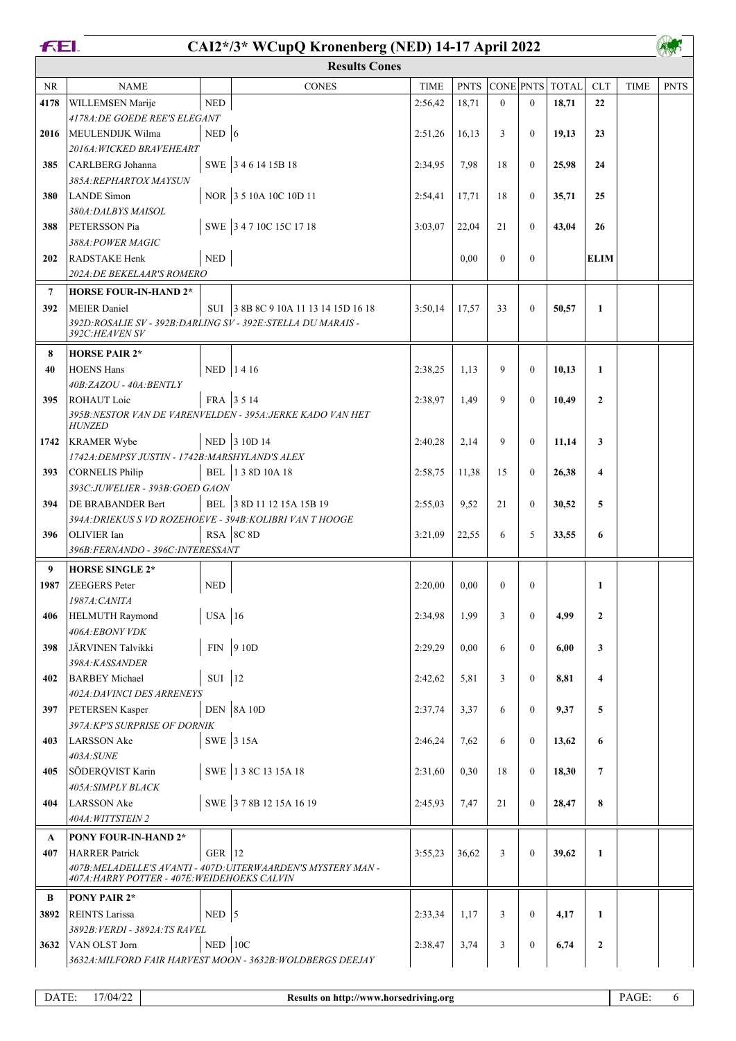# CAI2*/3* WCupQ Kronenberg (NED) 14-17 April 2022

## Results Cones

| NR | NAME | | CONES | TIME | PNTS | CONE | PNTS | TOTAL | CLT | TIME | PNTS |
|---|---|---|---|---|---|---|---|---|---|---|---|
| **4178** | WILLEMSEN Marije | NED | | 2:56,42 | 18,71 | 0 | 0 | **18,71** | **22** | | |
| | *4178A:DE GOEDE REE'S ELEGANT* | | | | | | | | | | |
| **2016** | MEULENDIJK Wilma | NED | 6 | 2:51,26 | 16,13 | 3 | 0 | **19,13** | **23** | | |
| | *2016A:WICKED BRAVEHEART* | | | | | | | | | | |
| **385** | CARLBERG Johanna | SWE | 3 4 6 14 15B 18 | 2:34,95 | 7,98 | 18 | 0 | **25,98** | **24** | | |
| | *385A:REPHARTOX MAYSUN* | | | | | | | | | | |
| **380** | LANDE Simon | NOR | 3 5 10A 10C 10D 11 | 2:54,41 | 17,71 | 18 | 0 | **35,71** | **25** | | |
| | *380A:DALBYS MAISOL* | | | | | | | | | | |
| **388** | PETERSSON Pia | SWE | 3 4 7 10C 15C 17 18 | 3:03,07 | 22,04 | 21 | 0 | **43,04** | **26** | | |
| | *388A:POWER MAGIC* | | | | | | | | | | |
| **202** | RADSTAKE Henk | NED | | | 0,00 | 0 | 0 | | **ELIM** | | |
| | *202A:DE BEKELAAR'S ROMERO* | | | | | | | | | | |
| **7** | **HORSE FOUR-IN-HAND 2*** | | | | | | | | | | |
| **392** | MEIER Daniel | SUI | 3 8B 8C 9 10A 11 13 14 15D 16 18 | 3:50,14 | 17,57 | 33 | 0 | **50,57** | **1** | | |
| | *392D:ROSALIE SV - 392B:DARLING SV - 392E:STELLA DU MARAIS - 392C:HEAVEN SV* | | | | | | | | | | |
| **8** | **HORSE PAIR 2*** | | | | | | | | | | |
| **40** | HOENS Hans | NED | 1 4 16 | 2:38,25 | 1,13 | 9 | 0 | **10,13** | **1** | | |
| | *40B:ZAZOU - 40A:BENTLY* | | | | | | | | | | |
| **395** | ROHAUT Loic | FRA | 3 5 14 | 2:38,97 | 1,49 | 9 | 0 | **10,49** | **2** | | |
| | *395B:NESTOR VAN DE VARENVELDEN - 395A:JERKE KADO VAN HET HUNZED* | | | | | | | | | | |
| **1742** | KRAMER Wybe | NED | 3 10D 14 | 2:40,28 | 2,14 | 9 | 0 | **11,14** | **3** | | |
| | *1742A:DEMPSY JUSTIN - 1742B:MARSHYLAND'S ALEX* | | | | | | | | | | |
| **393** | CORNELIS Philip | BEL | 1 3 8D 10A 18 | 2:58,75 | 11,38 | 15 | 0 | **26,38** | **4** | | |
| | *393C:JUWELIER - 393B:GOED GAON* | | | | | | | | | | |
| **394** | DE BRABANDER Bert | BEL | 3 8D 11 12 15A 15B 19 | 2:55,03 | 9,52 | 21 | 0 | **30,52** | **5** | | |
| | *394A:DRIEKUS S VD ROZEHOEVE - 394B:KOLIBRI VAN T HOOGE* | | | | | | | | | | |
| **396** | OLIVIER Ian | RSA | 8C 8D | 3:21,09 | 22,55 | 6 | 5 | **33,55** | **6** | | |
| | *396B:FERNANDO - 396C:INTERESSANT* | | | | | | | | | | |
| **9** | **HORSE SINGLE 2*** | | | | | | | | | | |
| **1987** | ZEEGERS Peter | NED | | 2:20,00 | 0,00 | 0 | 0 | | **1** | | |
| | *1987A:CANITA* | | | | | | | | | | |
| **406** | HELMUTH Raymond | USA | 16 | 2:34,98 | 1,99 | 3 | 0 | **4,99** | **2** | | |
| | *406A:EBONY VDK* | | | | | | | | | | |
| **398** | JÄRVINEN Talvikki | FIN | 9 10D | 2:29,29 | 0,00 | 6 | 0 | **6,00** | **3** | | |
| | *398A:KASSANDER* | | | | | | | | | | |
| **402** | BARBEY Michael | SUI | 12 | 2:42,62 | 5,81 | 3 | 0 | **8,81** | **4** | | |
| | *402A:DAVINCI DES ARRENEYS* | | | | | | | | | | |
| **397** | PETERSEN Kasper | DEN | 8A 10D | 2:37,74 | 3,37 | 6 | 0 | **9,37** | **5** | | |
| | *397A:KP'S SURPRISE OF DORNIK* | | | | | | | | | | |
| **403** | LARSSON Ake | SWE | 3 15A | 2:46,24 | 7,62 | 6 | 0 | **13,62** | **6** | | |
| | *403A:SUNE* | | | | | | | | | | |
| **405** | SÖDERQVIST Karin | SWE | 1 3 8C 13 15A 18 | 2:31,60 | 0,30 | 18 | 0 | **18,30** | **7** | | |
| | *405A:SIMPLY BLACK* | | | | | | | | | | |
| **404** | LARSSON Ake | SWE | 3 7 8B 12 15A 16 19 | 2:45,93 | 7,47 | 21 | 0 | **28,47** | **8** | | |
| | *404A:WITTSTEIN 2* | | | | | | | | | | |
| **A** | **PONY FOUR-IN-HAND 2*** | | | | | | | | | | |
| **407** | HARRER Patrick | GER | 12 | 3:55,23 | 36,62 | 3 | 0 | **39,62** | **1** | | |
| | *407B:MELADELLE'S AVANTI - 407D:UITERWAARDEN'S MYSTERY MAN - 407A:HARRY POTTER - 407E:WEIDEHOEKS CALVIN* | | | | | | | | | | |
| **B** | **PONY PAIR 2*** | | | | | | | | | | |
| **3892** | REINTS Larissa | NED | 5 | 2:33,34 | 1,17 | 3 | 0 | **4,17** | **1** | | |
| | *3892B:VERDI - 3892A:TS RAVEL* | | | | | | | | | | |
| **3632** | VAN OLST Jorn | NED | 10C | 2:38,47 | 3,74 | 3 | 0 | **6,74** | **2** | | |
| | *3632A:MILFORD FAIR HARVEST MOON - 3632B:WOLDBERGS DEEJAY* | | | | | | | | | | |

DATE: 17/04/22 — Results on http://www.horsedriving.org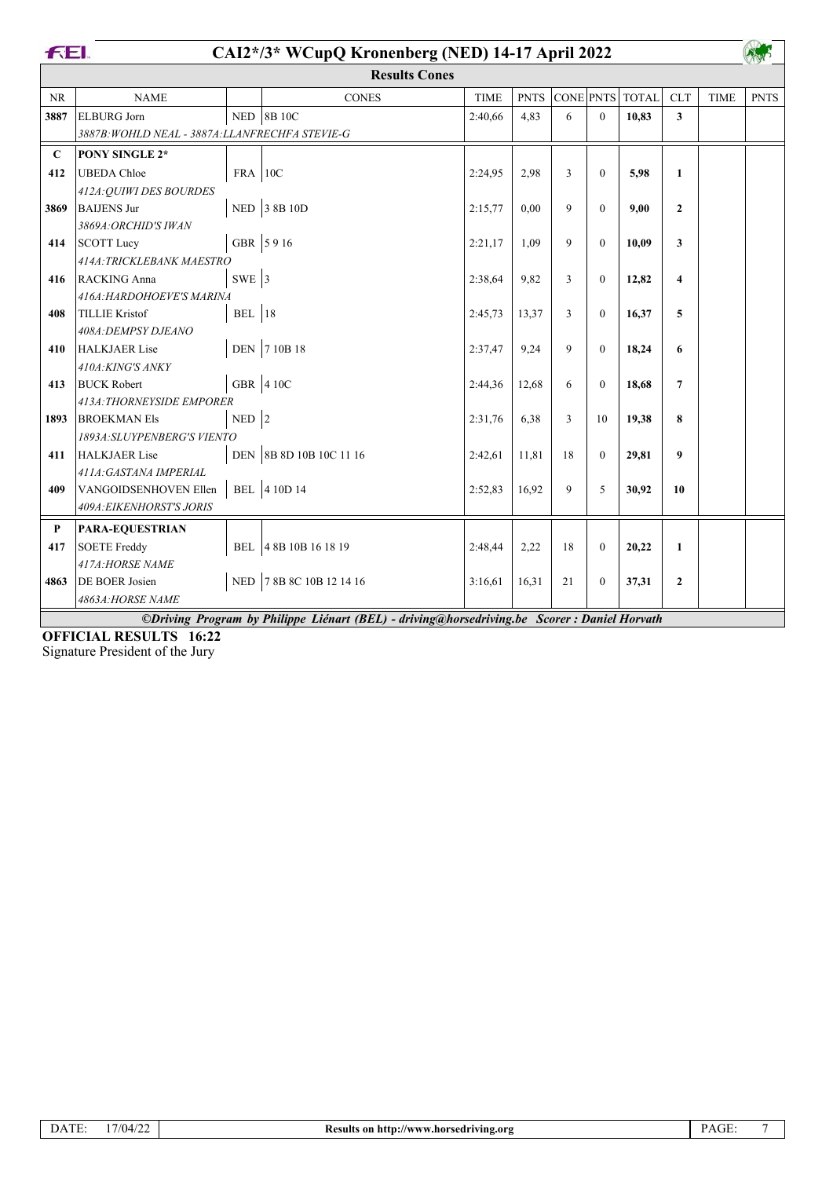# CAI2*/3* WCupQ Kronenberg (NED) 14-17 April 2022

## Results Cones

| NR | NAME | | CONES | TIME | PNTS | CONE | PNTS | TOTAL | CLT | TIME | PNTS |
|---|---|---|---|---|---|---|---|---|---|---|---|
| **3887** | ELBURG Jorn | NED | 8B 10C | 2:40,66 | 4,83 | 6 | 0 | **10,83** | **3** | | |
| | *3887B:WOHLD NEAL - 3887A:LLANFRECHFA STEVIE-G* | | | | | | | | | | |
| **C** | **PONY SINGLE 2*** | | | | | | | | | | |
| **412** | UBEDA Chloe | FRA | 10C | 2:24,95 | 2,98 | 3 | 0 | **5,98** | **1** | | |
| | *412A:QUIWI DES BOURDES* | | | | | | | | | | |
| **3869** | BAIJENS Jur | NED | 3 8B 10D | 2:15,77 | 0,00 | 9 | 0 | **9,00** | **2** | | |
| | *3869A:ORCHID'S IWAN* | | | | | | | | | | |
| **414** | SCOTT Lucy | GBR | 5 9 16 | 2:21,17 | 1,09 | 9 | 0 | **10,09** | **3** | | |
| | *414A:TRICKLEBANK MAESTRO* | | | | | | | | | | |
| **416** | RACKING Anna | SWE | 3 | 2:38,64 | 9,82 | 3 | 0 | **12,82** | **4** | | |
| | *416A:HARDOHOEVE'S MARINA* | | | | | | | | | | |
| **408** | TILLIE Kristof | BEL | 18 | 2:45,73 | 13,37 | 3 | 0 | **16,37** | **5** | | |
| | *408A:DEMPSY DJEANO* | | | | | | | | | | |
| **410** | HALKJAER Lise | DEN | 7 10B 18 | 2:37,47 | 9,24 | 9 | 0 | **18,24** | **6** | | |
| | *410A:KING'S ANKY* | | | | | | | | | | |
| **413** | BUCK Robert | GBR | 4 10C | 2:44,36 | 12,68 | 6 | 0 | **18,68** | **7** | | |
| | *413A:THORNEYSIDE EMPORER* | | | | | | | | | | |
| **1893** | BROEKMAN Els | NED | 2 | 2:31,76 | 6,38 | 3 | 10 | **19,38** | **8** | | |
| | *1893A:SLUYPENBERG'S VIENTO* | | | | | | | | | | |
| **411** | HALKJAER Lise | DEN | 8B 8D 10B 10C 11 16 | 2:42,61 | 11,81 | 18 | 0 | **29,81** | **9** | | |
| | *411A:GASTANA IMPERIAL* | | | | | | | | | | |
| **409** | VANGOIDSENHOVEN Ellen | BEL | 4 10D 14 | 2:52,83 | 16,92 | 9 | 5 | **30,92** | **10** | | |
| | *409A:EIKENHORST'S JORIS* | | | | | | | | | | |
| **P** | **PARA-EQUESTRIAN** | | | | | | | | | | |
| **417** | SOETE Freddy | BEL | 4 8B 10B 16 18 19 | 2:48,44 | 2,22 | 18 | 0 | **20,22** | **1** | | |
| | *417A:HORSE NAME* | | | | | | | | | | |
| **4863** | DE BOER Josien | NED | 7 8B 8C 10B 12 14 16 | 3:16,61 | 16,31 | 21 | 0 | **37,31** | **2** | | |
| | *4863A:HORSE NAME* | | | | | | | | | | |

***©Driving Program by Philippe Liénart (BEL) - driving@horsedriving.be Scorer : Daniel Horvath***

**OFFICIAL RESULTS 16:22**

Signature President of the Jury

DATE: 17/04/22 | **Results on http://www.horsedriving.org**